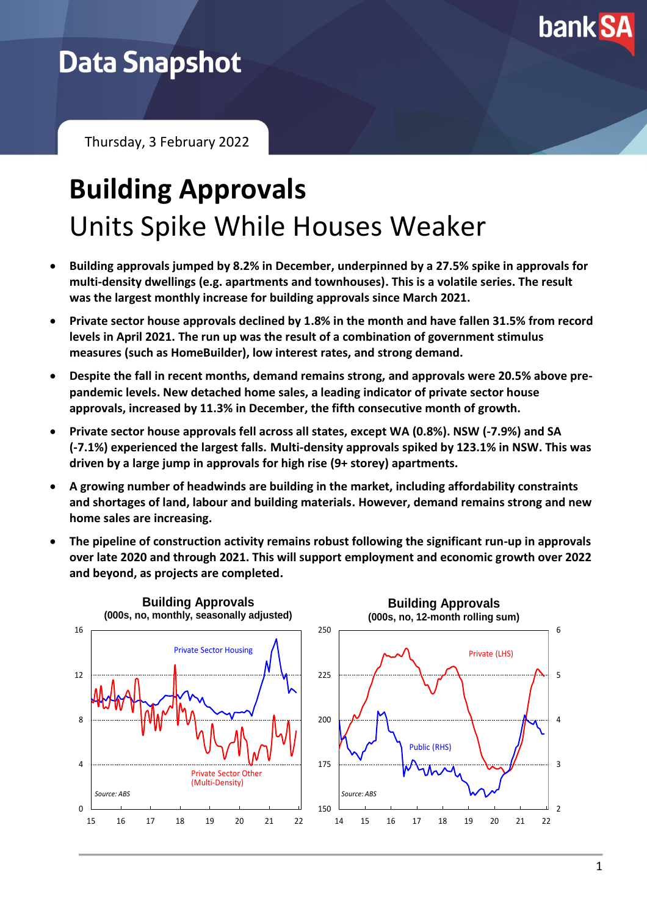# Data Snapshot

Thursday, 3 February 2022

# Building Approvals

## Units Spike While Houses Weaker

- **Building approvals jumped by 8.2% in December, underpinned by a 27.5% spike in approvals for multi-density dwellings (e.g. apartments and townhouses). This is a volatile series. The result was the largest monthly increase for building approvals since March 2021.**
- **Private sector house approvals declined by 1.8% in the month and have fallen 31.5% from record levels in April 2021. The run up was the result of a combination of government stimulus measures (such as HomeBuilder), low interest rates, and strong demand.**
- **Despite the fall in recent months, demand remains strong, and approvals were 20.5% above pre-pandemic levels. New detached home sales, a leading indicator of private sector house approvals, increased by 11.3% in December, the fifth consecutive month of growth.**
- **Private sector house approvals fell across all states, except WA (0.8%). NSW (-7.9%) and SA (-7.1%) experienced the largest falls. Multi-density approvals spiked by 123.1% in NSW. This was driven by a large jump in approvals for high rise (9+ storey) apartments.**
- **A growing number of headwinds are building in the market, including affordability constraints and shortages of land, labour and building materials. However, demand remains strong and new home sales are increasing.**
- **The pipeline of construction activity remains robust following the significant run-up in approvals over late 2020 and through 2021. This will support employment and economic growth over 2022 and beyond, as projects are completed.**

**Building Approvals**
(000s, no, monthly, seasonally adjusted)

Private Sector Housing; Private Sector Other (Multi-Density)

*Source: ABS*

**Building Approvals**
(000s, no, 12-month rolling sum)

Private (LHS); Public (RHS)

*Source: ABS*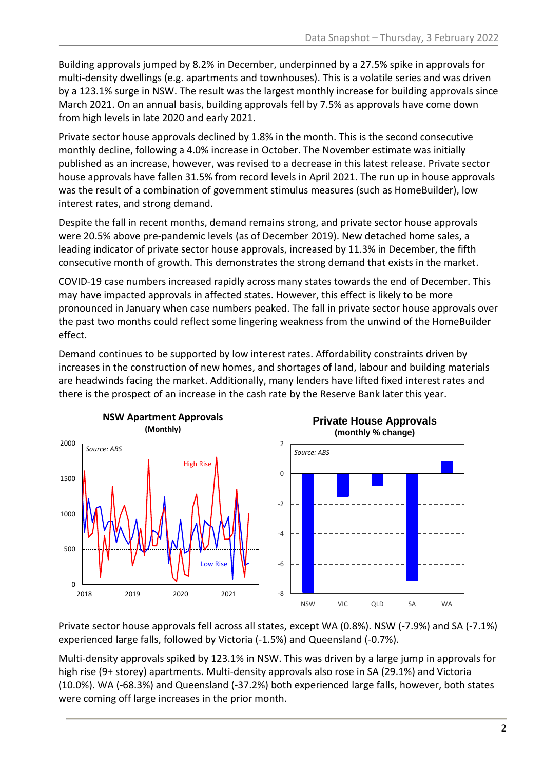Building approvals jumped by 8.2% in December, underpinned by a 27.5% spike in approvals for multi-density dwellings (e.g. apartments and townhouses). This is a volatile series and was driven by a 123.1% surge in NSW. The result was the largest monthly increase for building approvals since March 2021. On an annual basis, building approvals fell by 7.5% as approvals have come down from high levels in late 2020 and early 2021.

Private sector house approvals declined by 1.8% in the month. This is the second consecutive monthly decline, following a 4.0% increase in October. The November estimate was initially published as an increase, however, was revised to a decrease in this latest release. Private sector house approvals have fallen 31.5% from record levels in April 2021. The run up in house approvals was the result of a combination of government stimulus measures (such as HomeBuilder), low interest rates, and strong demand.

Despite the fall in recent months, demand remains strong, and private sector house approvals were 20.5% above pre-pandemic levels (as of December 2019). New detached home sales, a leading indicator of private sector house approvals, increased by 11.3% in December, the fifth consecutive month of growth. This demonstrates the strong demand that exists in the market.

COVID-19 case numbers increased rapidly across many states towards the end of December. This may have impacted approvals in affected states. However, this effect is likely to be more pronounced in January when case numbers peaked. The fall in private sector house approvals over the past two months could reflect some lingering weakness from the unwind of the HomeBuilder effect.

Demand continues to be supported by low interest rates. Affordability constraints driven by increases in the construction of new homes, and shortages of land, labour and building materials are headwinds facing the market. Additionally, many lenders have lifted fixed interest rates and there is the prospect of an increase in the cash rate by the Reserve Bank later this year.

**NSW Apartment Approvals**
**(Monthly)**

**Private House Approvals**
**(monthly % change)**

Private sector house approvals fell across all states, except WA (0.8%). NSW (-7.9%) and SA (-7.1%) experienced large falls, followed by Victoria (-1.5%) and Queensland (-0.7%).

Multi-density approvals spiked by 123.1% in NSW. This was driven by a large jump in approvals for high rise (9+ storey) apartments. Multi-density approvals also rose in SA (29.1%) and Victoria (10.0%). WA (-68.3%) and Queensland (-37.2%) both experienced large falls, however, both states were coming off large increases in the prior month.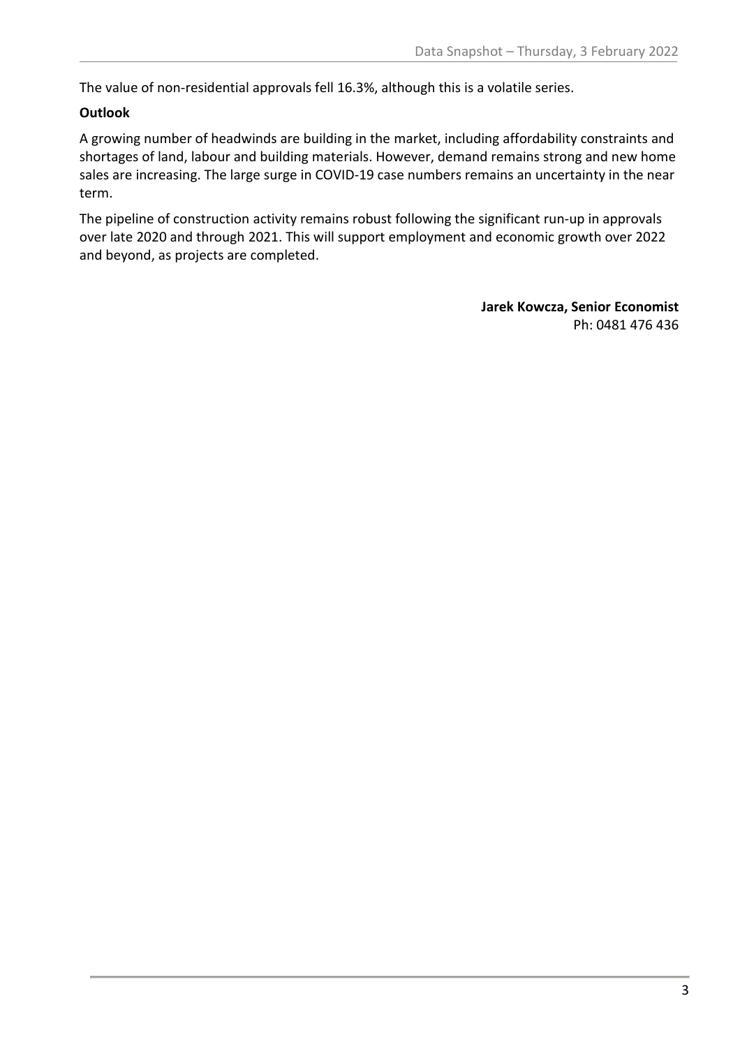The value of non-residential approvals fell 16.3%, although this is a volatile series.

**Outlook**

A growing number of headwinds are building in the market, including affordability constraints and shortages of land, labour and building materials. However, demand remains strong and new home sales are increasing. The large surge in COVID-19 case numbers remains an uncertainty in the near term.

The pipeline of construction activity remains robust following the significant run-up in approvals over late 2020 and through 2021. This will support employment and economic growth over 2022 and beyond, as projects are completed.

**Jarek Kowcza, Senior Economist**
Ph: 0481 476 436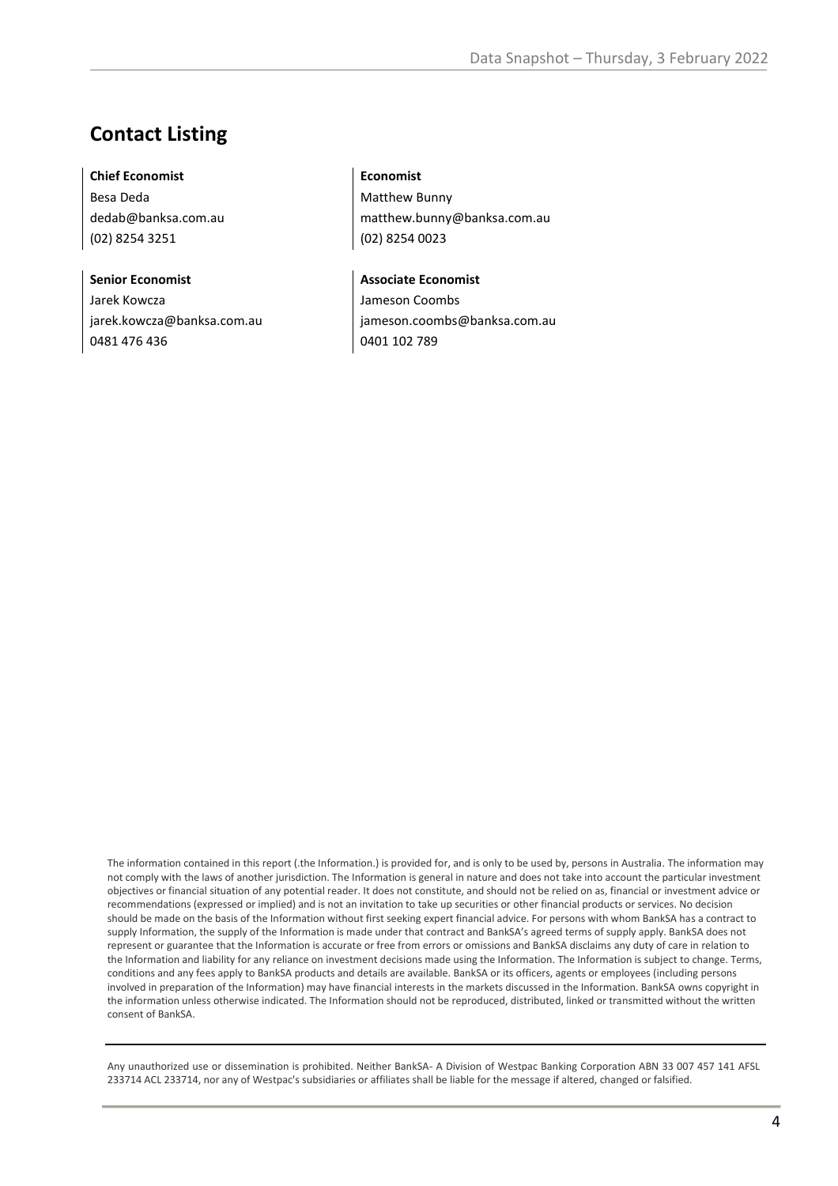## Contact Listing

**Chief Economist**
Besa Deda
dedab@banksa.com.au
(02) 8254 3251

**Senior Economist**
Jarek Kowcza
jarek.kowcza@banksa.com.au
0481 476 436

**Economist**
Matthew Bunny
matthew.bunny@banksa.com.au
(02) 8254 0023

**Associate Economist**
Jameson Coombs
jameson.coombs@banksa.com.au
0401 102 789

The information contained in this report (.the Information.) is provided for, and is only to be used by, persons in Australia. The information may not comply with the laws of another jurisdiction. The Information is general in nature and does not take into account the particular investment objectives or financial situation of any potential reader. It does not constitute, and should not be relied on as, financial or investment advice or recommendations (expressed or implied) and is not an invitation to take up securities or other financial products or services. No decision should be made on the basis of the Information without first seeking expert financial advice. For persons with whom BankSA has a contract to supply Information, the supply of the Information is made under that contract and BankSA's agreed terms of supply apply. BankSA does not represent or guarantee that the Information is accurate or free from errors or omissions and BankSA disclaims any duty of care in relation to the Information and liability for any reliance on investment decisions made using the Information. The Information is subject to change. Terms, conditions and any fees apply to BankSA products and details are available. BankSA or its officers, agents or employees (including persons involved in preparation of the Information) may have financial interests in the markets discussed in the Information. BankSA owns copyright in the information unless otherwise indicated. The Information should not be reproduced, distributed, linked or transmitted without the written consent of BankSA.

---

Any unauthorized use or dissemination is prohibited. Neither BankSA- A Division of Westpac Banking Corporation ABN 33 007 457 141 AFSL 233714 ACL 233714, nor any of Westpac's subsidiaries or affiliates shall be liable for the message if altered, changed or falsified.